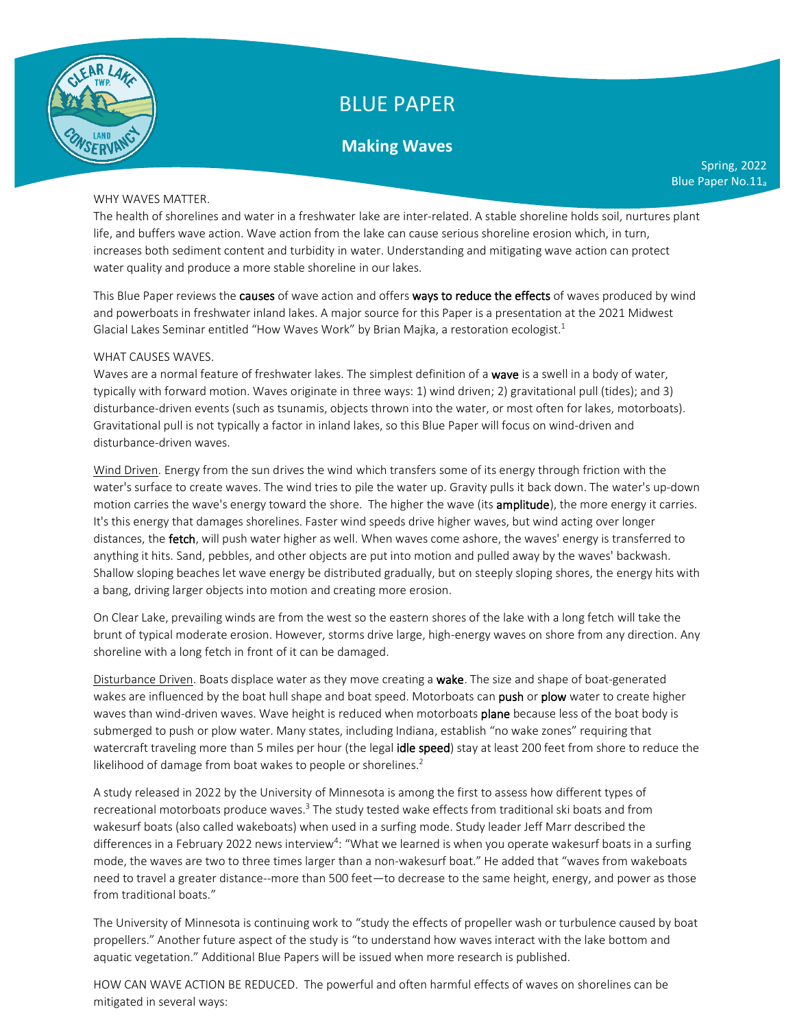# BLUE PAPER

## Making Waves

Spring, 2022
Blue Paper No.11a

WHY WAVES MATTER.

The health of shorelines and water in a freshwater lake are inter-related. A stable shoreline holds soil, nurtures plant life, and buffers wave action. Wave action from the lake can cause serious shoreline erosion which, in turn, increases both sediment content and turbidity in water. Understanding and mitigating wave action can protect water quality and produce a more stable shoreline in our lakes.

This Blue Paper reviews the **causes** of wave action and offers **ways to reduce the effects** of waves produced by wind and powerboats in freshwater inland lakes. A major source for this Paper is a presentation at the 2021 Midwest Glacial Lakes Seminar entitled "How Waves Work" by Brian Majka, a restoration ecologist.[1]

WHAT CAUSES WAVES.

Waves are a normal feature of freshwater lakes. The simplest definition of a **wave** is a swell in a body of water, typically with forward motion. Waves originate in three ways: 1) wind driven; 2) gravitational pull (tides); and 3) disturbance-driven events (such as tsunamis, objects thrown into the water, or most often for lakes, motorboats). Gravitational pull is not typically a factor in inland lakes, so this Blue Paper will focus on wind-driven and disturbance-driven waves.

Wind Driven. Energy from the sun drives the wind which transfers some of its energy through friction with the water's surface to create waves. The wind tries to pile the water up. Gravity pulls it back down. The water's up-down motion carries the wave's energy toward the shore. The higher the wave (its **amplitude**), the more energy it carries. It's this energy that damages shorelines. Faster wind speeds drive higher waves, but wind acting over longer distances, the **fetch**, will push water higher as well. When waves come ashore, the waves' energy is transferred to anything it hits. Sand, pebbles, and other objects are put into motion and pulled away by the waves' backwash. Shallow sloping beaches let wave energy be distributed gradually, but on steeply sloping shores, the energy hits with a bang, driving larger objects into motion and creating more erosion.

On Clear Lake, prevailing winds are from the west so the eastern shores of the lake with a long fetch will take the brunt of typical moderate erosion. However, storms drive large, high-energy waves on shore from any direction. Any shoreline with a long fetch in front of it can be damaged.

Disturbance Driven. Boats displace water as they move creating a **wake**. The size and shape of boat-generated wakes are influenced by the boat hull shape and boat speed. Motorboats can **push** or **plow** water to create higher waves than wind-driven waves. Wave height is reduced when motorboats **plane** because less of the boat body is submerged to push or plow water. Many states, including Indiana, establish "no wake zones" requiring that watercraft traveling more than 5 miles per hour (the legal **idle speed**) stay at least 200 feet from shore to reduce the likelihood of damage from boat wakes to people or shorelines.[2]

A study released in 2022 by the University of Minnesota is among the first to assess how different types of recreational motorboats produce waves.[3] The study tested wake effects from traditional ski boats and from wakesurf boats (also called wakeboats) when used in a surfing mode. Study leader Jeff Marr described the differences in a February 2022 news interview[4]: "What we learned is when you operate wakesurf boats in a surfing mode, the waves are two to three times larger than a non-wakesurf boat." He added that "waves from wakeboats need to travel a greater distance--more than 500 feet—to decrease to the same height, energy, and power as those from traditional boats."

The University of Minnesota is continuing work to "study the effects of propeller wash or turbulence caused by boat propellers." Another future aspect of the study is "to understand how waves interact with the lake bottom and aquatic vegetation." Additional Blue Papers will be issued when more research is published.

HOW CAN WAVE ACTION BE REDUCED. The powerful and often harmful effects of waves on shorelines can be mitigated in several ways: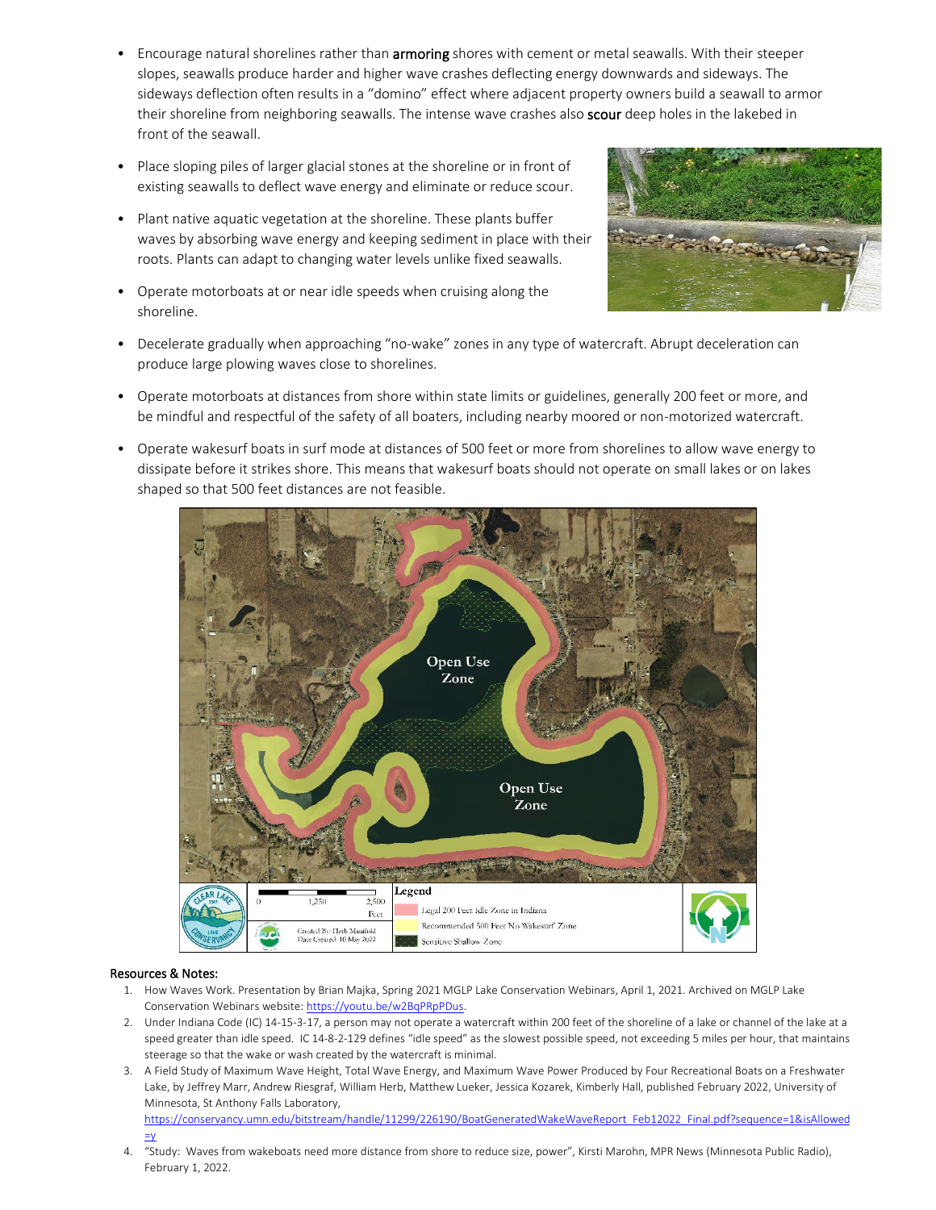- Encourage natural shorelines rather than **armoring** shores with cement or metal seawalls. With their steeper slopes, seawalls produce harder and higher wave crashes deflecting energy downwards and sideways. The sideways deflection often results in a "domino" effect where adjacent property owners build a seawall to armor their shoreline from neighboring seawalls. The intense wave crashes also **scour** deep holes in the lakebed in front of the seawall.
- Place sloping piles of larger glacial stones at the shoreline or in front of existing seawalls to deflect wave energy and eliminate or reduce scour.
- Plant native aquatic vegetation at the shoreline. These plants buffer waves by absorbing wave energy and keeping sediment in place with their roots. Plants can adapt to changing water levels unlike fixed seawalls.
- Operate motorboats at or near idle speeds when cruising along the shoreline.
- Decelerate gradually when approaching "no-wake" zones in any type of watercraft. Abrupt deceleration can produce large plowing waves close to shorelines.
- Operate motorboats at distances from shore within state limits or guidelines, generally 200 feet or more, and be mindful and respectful of the safety of all boaters, including nearby moored or non-motorized watercraft.
- Operate wakesurf boats in surf mode at distances of 500 feet or more from shorelines to allow wave energy to dissipate before it strikes shore. This means that wakesurf boats should not operate on small lakes or on lakes shaped so that 500 feet distances are not feasible.

Open Use Zone

Open Use Zone

0 1,250 2,500 Feet

Created By: Herb Manifold
Date Created: 10 May 2022

Legend
Legal 200 Feet Idle Zone in Indiana
Recommended 500 Feet No Wakesurf Zone
Sensitive Shallow Zone

## Resources & Notes:

1. How Waves Work. Presentation by Brian Majka, Spring 2021 MGLP Lake Conservation Webinars, April 1, 2021. Archived on MGLP Lake Conservation Webinars website: https://youtu.be/w2BqPRpPDus.
2. Under Indiana Code (IC) 14-15-3-17, a person may not operate a watercraft within 200 feet of the shoreline of a lake or channel of the lake at a speed greater than idle speed. IC 14-8-2-129 defines "idle speed" as the slowest possible speed, not exceeding 5 miles per hour, that maintains steerage so that the wake or wash created by the watercraft is minimal.
3. A Field Study of Maximum Wave Height, Total Wave Energy, and Maximum Wave Power Produced by Four Recreational Boats on a Freshwater Lake, by Jeffrey Marr, Andrew Riesgraf, William Herb, Matthew Lueker, Jessica Kozarek, Kimberly Hall, published February 2022, University of Minnesota, St Anthony Falls Laboratory, https://conservancy.umn.edu/bitstream/handle/11299/226190/BoatGeneratedWakeWaveReport_Feb12022_Final.pdf?sequence=1&isAllowed=y
4. "Study: Waves from wakeboats need more distance from shore to reduce size, power", Kirsti Marohn, MPR News (Minnesota Public Radio), February 1, 2022.